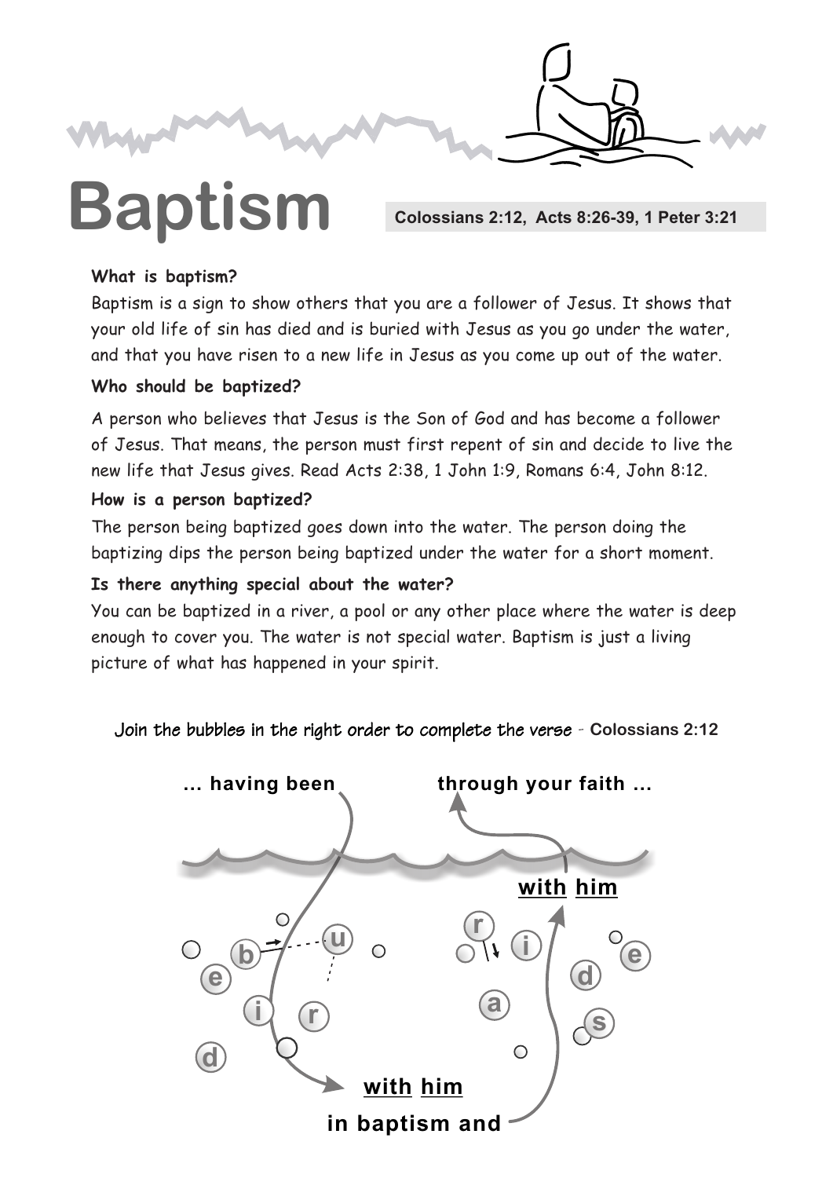# Baptism

**Colossians 2:12, Acts 8:26-39, 1 Peter 3:21**

**What is baptism?**

Baptism is a sign to show others that you are a follower of Jesus. It shows that your old life of sin has died and is buried with Jesus as you go under the water, and that you have risen to a new life in Jesus as you come up out of the water.

**Who should be baptized?**

A person who believes that Jesus is the Son of God and has become a follower of Jesus. That means, the person must first repent of sin and decide to live the new life that Jesus gives. Read Acts 2:38, 1 John 1:9, Romans 6:4, John 8:12.

**How is a person baptized?**

The person being baptized goes down into the water. The person doing the baptizing dips the person being baptized under the water for a short moment.

**Is there anything special about the water?**

You can be baptized in a river, a pool or any other place where the water is deep enough to cover you. The water is not special water. Baptism is just a living picture of what has happened in your spirit.

Join the bubbles in the right order to complete the verse - **Colossians 2:12**

**... having been** ______ **with him in baptism and** ______ **with him through your faith ...**

b u r i e d &nbsp;&nbsp;&nbsp; r a i s e d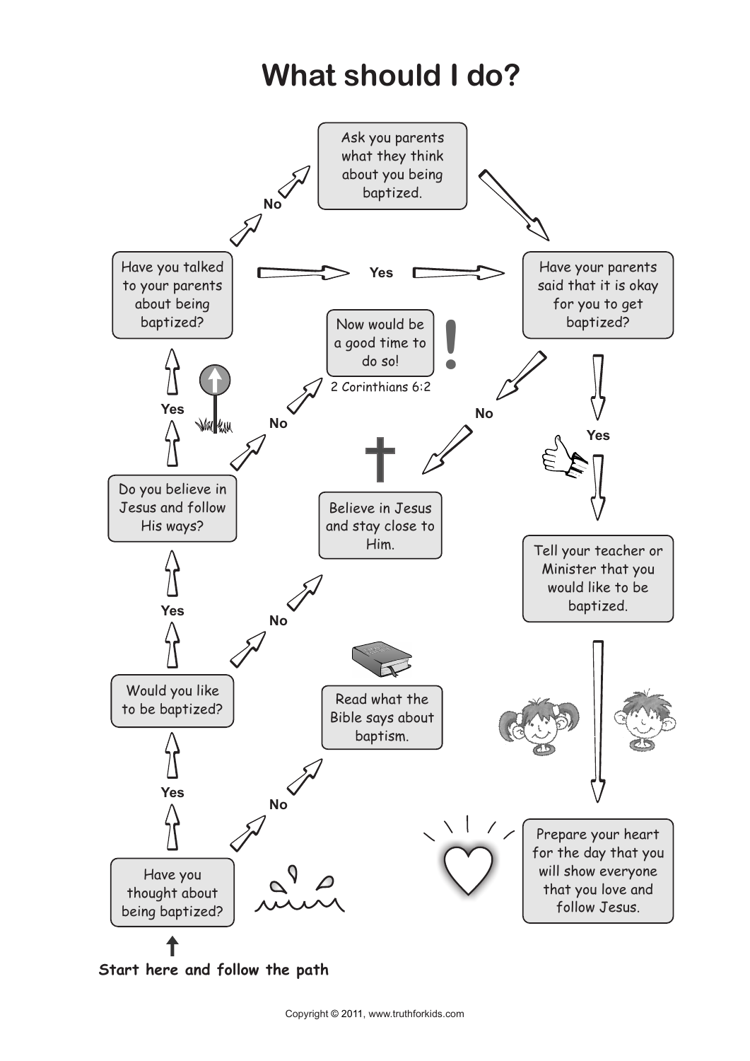# What should I do?

Start here and follow the path

**Have you thought about being baptized?**
- **Yes** → Would you like to be baptized?
- **No** → Read what the Bible says about baptism.

**Would you like to be baptized?**
- **Yes** → Do you believe in Jesus and follow His ways?
- **No** → Believe in Jesus and stay close to Him.

**Do you believe in Jesus and follow His ways?**
- **Yes** → Have you talked to your parents about being baptized?
- **No** → Now would be a good time to do so! (2 Corinthians 6:2)

**Have you talked to your parents about being baptized?**
- **Yes** → Have your parents said that it is okay for you to get baptized?
- **No** → Ask you parents what they think about you being baptized. → Have your parents said that it is okay for you to get baptized?

**Have your parents said that it is okay for you to get baptized?**
- **Yes** → Tell your teacher or Minister that you would like to be baptized. → Prepare your heart for the day that you will show everyone that you love and follow Jesus.
- **No** → Believe in Jesus and stay close to Him.

Copyright © 2011, www.truthforkids.com